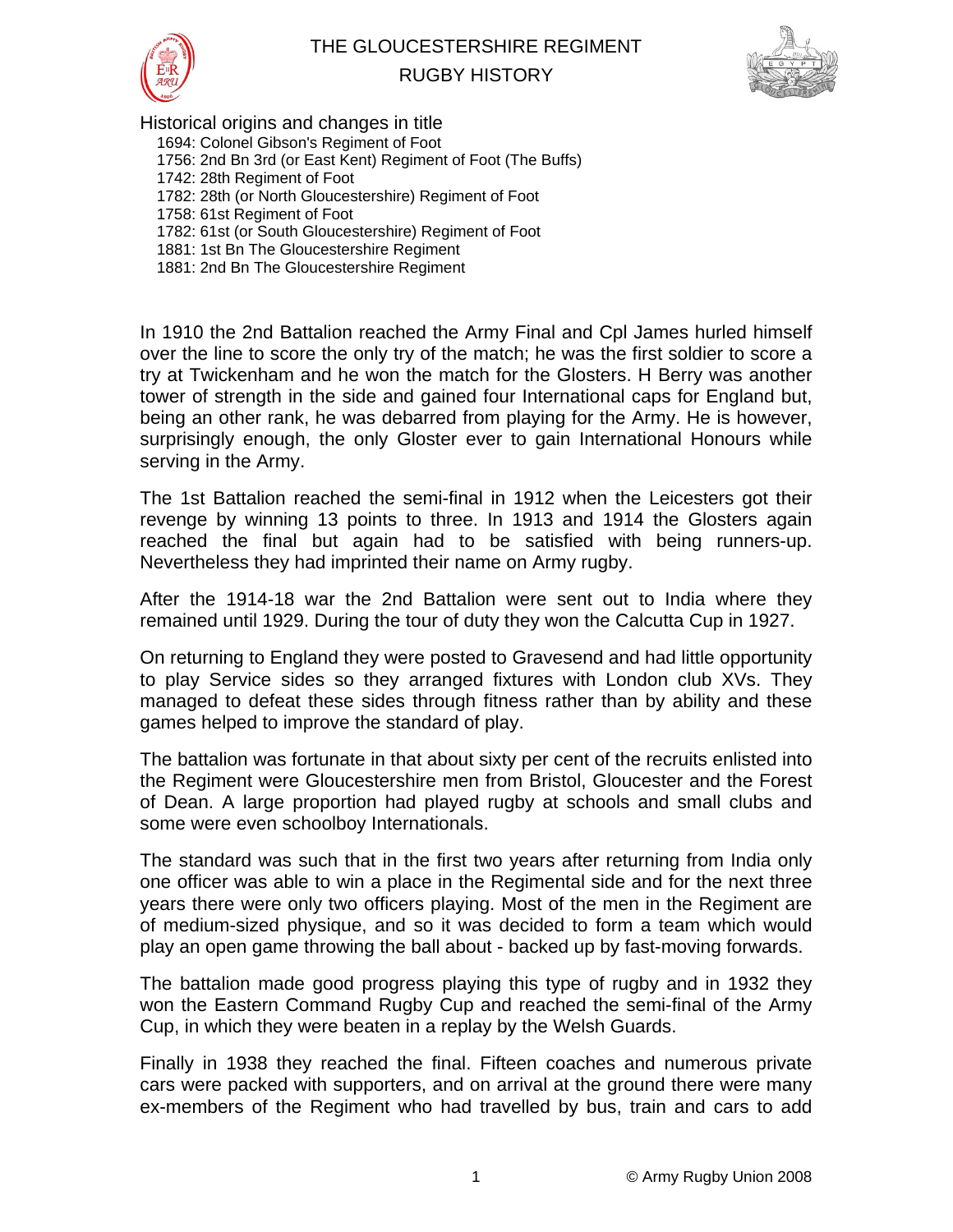# THE GLOUCESTERSHIRE REGIMENT

## RUGBY HISTORY

### Historical origins and changes in title

1694: Colonel Gibson's Regiment of Foot
1756: 2nd Bn 3rd (or East Kent) Regiment of Foot (The Buffs)
1742: 28th Regiment of Foot
1782: 28th (or North Gloucestershire) Regiment of Foot
1758: 61st Regiment of Foot
1782: 61st (or South Gloucestershire) Regiment of Foot
1881: 1st Bn The Gloucestershire Regiment
1881: 2nd Bn The Gloucestershire Regiment

In 1910 the 2nd Battalion reached the Army Final and Cpl James hurled himself over the line to score the only try of the match; he was the first soldier to score a try at Twickenham and he won the match for the Glosters. H Berry was another tower of strength in the side and gained four International caps for England but, being an other rank, he was debarred from playing for the Army. He is however, surprisingly enough, the only Gloster ever to gain International Honours while serving in the Army.

The 1st Battalion reached the semi-final in 1912 when the Leicesters got their revenge by winning 13 points to three. In 1913 and 1914 the Glosters again reached the final but again had to be satisfied with being runners-up. Nevertheless they had imprinted their name on Army rugby.

After the 1914-18 war the 2nd Battalion were sent out to India where they remained until 1929. During the tour of duty they won the Calcutta Cup in 1927.

On returning to England they were posted to Gravesend and had little opportunity to play Service sides so they arranged fixtures with London club XVs. They managed to defeat these sides through fitness rather than by ability and these games helped to improve the standard of play.

The battalion was fortunate in that about sixty per cent of the recruits enlisted into the Regiment were Gloucestershire men from Bristol, Gloucester and the Forest of Dean. A large proportion had played rugby at schools and small clubs and some were even schoolboy Internationals.

The standard was such that in the first two years after returning from India only one officer was able to win a place in the Regimental side and for the next three years there were only two officers playing. Most of the men in the Regiment are of medium-sized physique, and so it was decided to form a team which would play an open game throwing the ball about - backed up by fast-moving forwards.

The battalion made good progress playing this type of rugby and in 1932 they won the Eastern Command Rugby Cup and reached the semi-final of the Army Cup, in which they were beaten in a replay by the Welsh Guards.

Finally in 1938 they reached the final. Fifteen coaches and numerous private cars were packed with supporters, and on arrival at the ground there were many ex-members of the Regiment who had travelled by bus, train and cars to add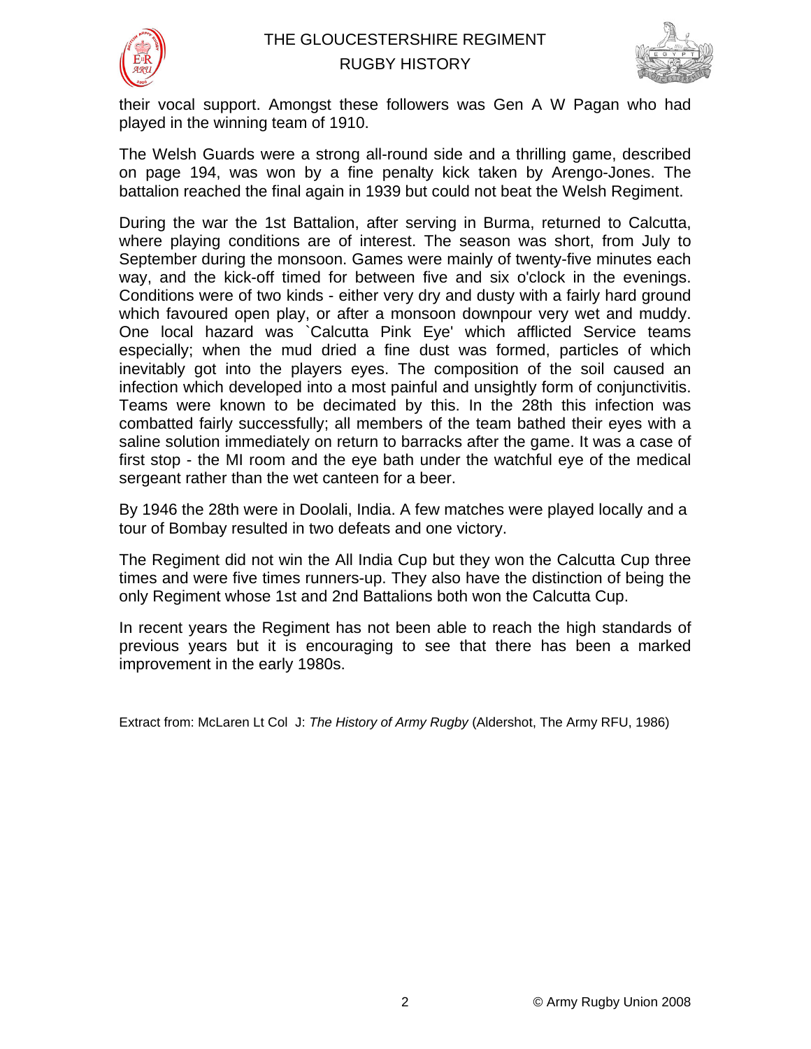their vocal support. Amongst these followers was Gen A W Pagan who had played in the winning team of 1910.

The Welsh Guards were a strong all-round side and a thrilling game, described on page 194, was won by a fine penalty kick taken by Arengo-Jones. The battalion reached the final again in 1939 but could not beat the Welsh Regiment.

During the war the 1st Battalion, after serving in Burma, returned to Calcutta, where playing conditions are of interest. The season was short, from July to September during the monsoon. Games were mainly of twenty-five minutes each way, and the kick-off timed for between five and six o'clock in the evenings. Conditions were of two kinds - either very dry and dusty with a fairly hard ground which favoured open play, or after a monsoon downpour very wet and muddy. One local hazard was `Calcutta Pink Eye' which afflicted Service teams especially; when the mud dried a fine dust was formed, particles of which inevitably got into the players eyes. The composition of the soil caused an infection which developed into a most painful and unsightly form of conjunctivitis. Teams were known to be decimated by this. In the 28th this infection was combatted fairly successfully; all members of the team bathed their eyes with a saline solution immediately on return to barracks after the game. It was a case of first stop - the MI room and the eye bath under the watchful eye of the medical sergeant rather than the wet canteen for a beer.

By 1946 the 28th were in Doolali, India. A few matches were played locally and a tour of Bombay resulted in two defeats and one victory.

The Regiment did not win the All India Cup but they won the Calcutta Cup three times and were five times runners-up. They also have the distinction of being the only Regiment whose 1st and 2nd Battalions both won the Calcutta Cup.

In recent years the Regiment has not been able to reach the high standards of previous years but it is encouraging to see that there has been a marked improvement in the early 1980s.

Extract from: McLaren Lt Col J: *The History of Army Rugby* (Aldershot, The Army RFU, 1986)